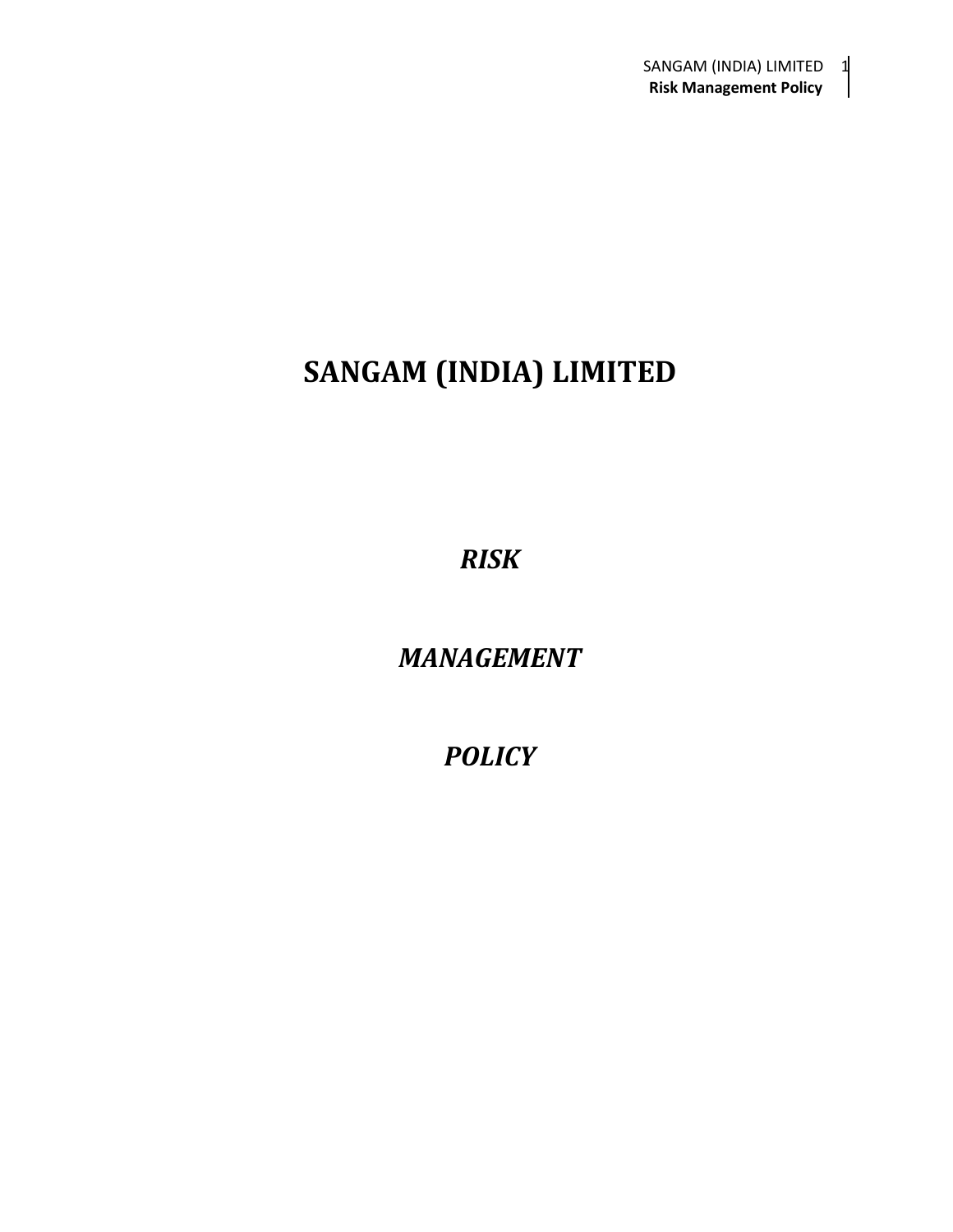# SANGAM (INDIA) LIMITED

***RISK***

***MANAGEMENT***

***POLICY***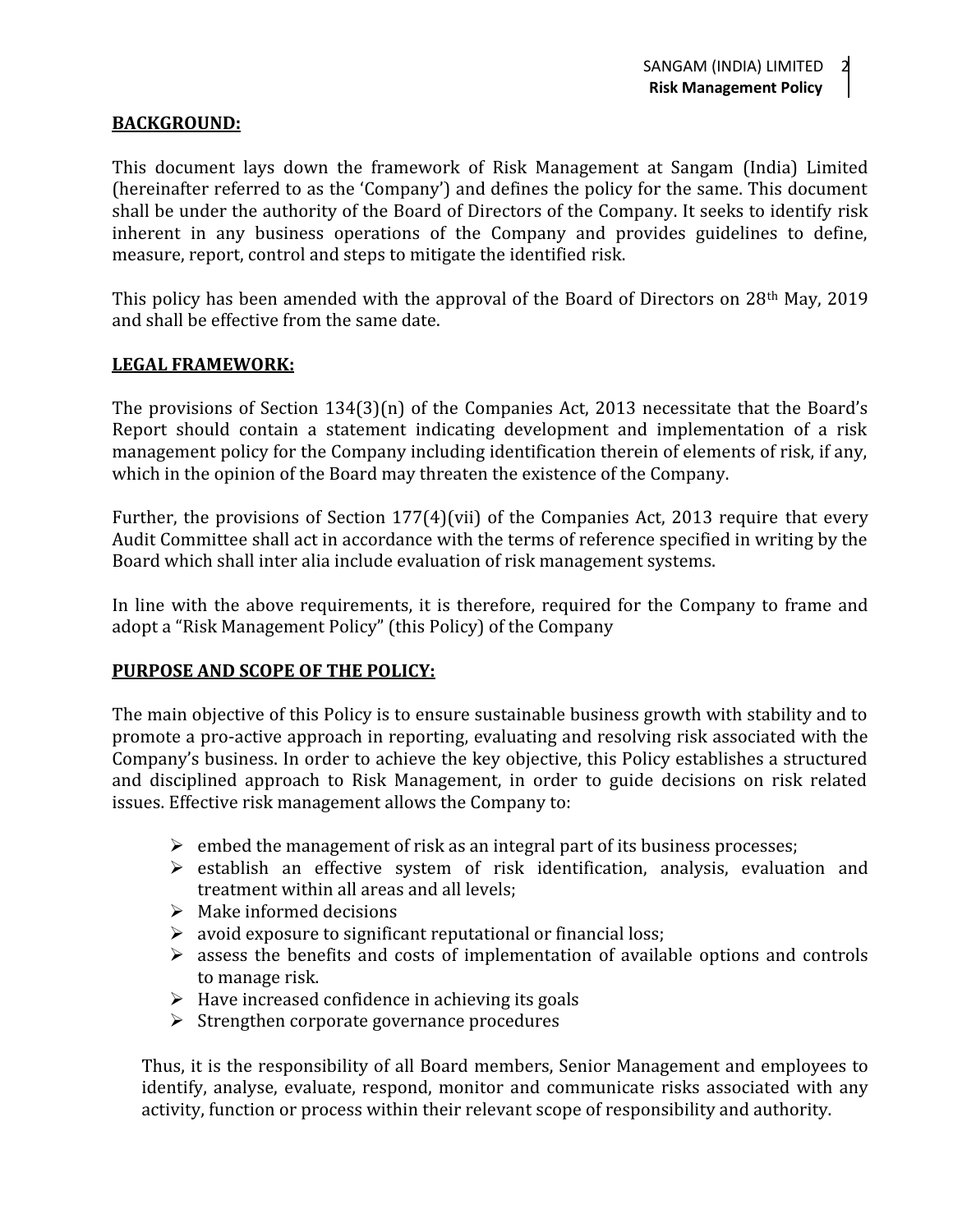## BACKGROUND:

This document lays down the framework of Risk Management at Sangam (India) Limited (hereinafter referred to as the 'Company') and defines the policy for the same. This document shall be under the authority of the Board of Directors of the Company. It seeks to identify risk inherent in any business operations of the Company and provides guidelines to define, measure, report, control and steps to mitigate the identified risk.

This policy has been amended with the approval of the Board of Directors on 28th May, 2019 and shall be effective from the same date.

## LEGAL FRAMEWORK:

The provisions of Section 134(3)(n) of the Companies Act, 2013 necessitate that the Board's Report should contain a statement indicating development and implementation of a risk management policy for the Company including identification therein of elements of risk, if any, which in the opinion of the Board may threaten the existence of the Company.

Further, the provisions of Section 177(4)(vii) of the Companies Act, 2013 require that every Audit Committee shall act in accordance with the terms of reference specified in writing by the Board which shall inter alia include evaluation of risk management systems.

In line with the above requirements, it is therefore, required for the Company to frame and adopt a "Risk Management Policy" (this Policy) of the Company

## PURPOSE AND SCOPE OF THE POLICY:

The main objective of this Policy is to ensure sustainable business growth with stability and to promote a pro-active approach in reporting, evaluating and resolving risk associated with the Company's business. In order to achieve the key objective, this Policy establishes a structured and disciplined approach to Risk Management, in order to guide decisions on risk related issues. Effective risk management allows the Company to:

- embed the management of risk as an integral part of its business processes;
- establish an effective system of risk identification, analysis, evaluation and treatment within all areas and all levels;
- Make informed decisions
- avoid exposure to significant reputational or financial loss;
- assess the benefits and costs of implementation of available options and controls to manage risk.
- Have increased confidence in achieving its goals
- Strengthen corporate governance procedures

Thus, it is the responsibility of all Board members, Senior Management and employees to identify, analyse, evaluate, respond, monitor and communicate risks associated with any activity, function or process within their relevant scope of responsibility and authority.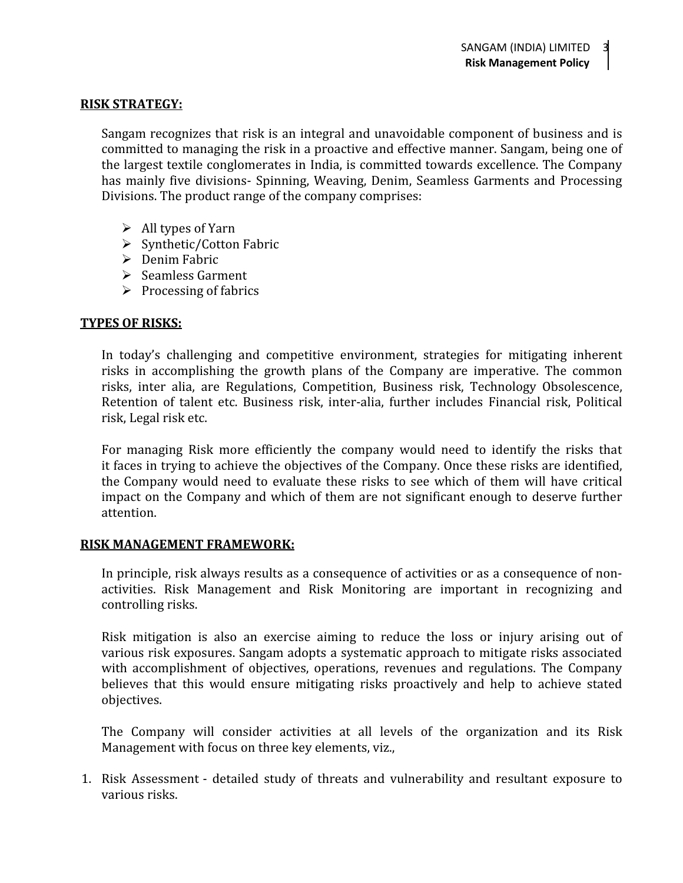## RISK STRATEGY:

Sangam recognizes that risk is an integral and unavoidable component of business and is committed to managing the risk in a proactive and effective manner. Sangam, being one of the largest textile conglomerates in India, is committed towards excellence. The Company has mainly five divisions- Spinning, Weaving, Denim, Seamless Garments and Processing Divisions. The product range of the company comprises:

- All types of Yarn
- Synthetic/Cotton Fabric
- Denim Fabric
- Seamless Garment
- Processing of fabrics

## TYPES OF RISKS:

In today's challenging and competitive environment, strategies for mitigating inherent risks in accomplishing the growth plans of the Company are imperative. The common risks, inter alia, are Regulations, Competition, Business risk, Technology Obsolescence, Retention of talent etc. Business risk, inter-alia, further includes Financial risk, Political risk, Legal risk etc.

For managing Risk more efficiently the company would need to identify the risks that it faces in trying to achieve the objectives of the Company. Once these risks are identified, the Company would need to evaluate these risks to see which of them will have critical impact on the Company and which of them are not significant enough to deserve further attention.

## RISK MANAGEMENT FRAMEWORK:

In principle, risk always results as a consequence of activities or as a consequence of non-activities. Risk Management and Risk Monitoring are important in recognizing and controlling risks.

Risk mitigation is also an exercise aiming to reduce the loss or injury arising out of various risk exposures. Sangam adopts a systematic approach to mitigate risks associated with accomplishment of objectives, operations, revenues and regulations. The Company believes that this would ensure mitigating risks proactively and help to achieve stated objectives.

The Company will consider activities at all levels of the organization and its Risk Management with focus on three key elements, viz.,

1. Risk Assessment - detailed study of threats and vulnerability and resultant exposure to various risks.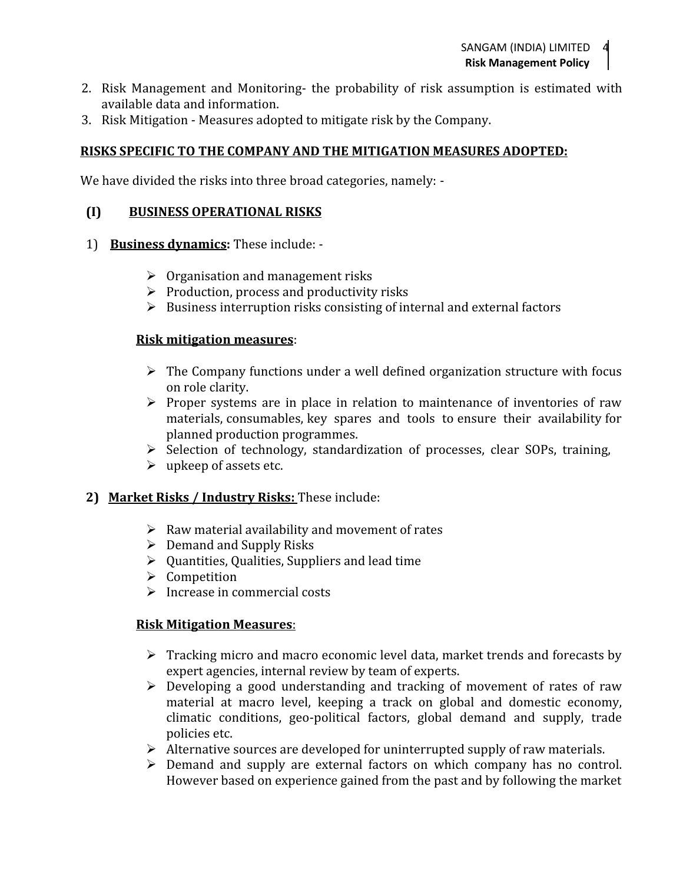2. Risk Management and Monitoring- the probability of risk assumption is estimated with available data and information.
3. Risk Mitigation - Measures adopted to mitigate risk by the Company.

**RISKS SPECIFIC TO THE COMPANY AND THE MITIGATION MEASURES ADOPTED:**

We have divided the risks into three broad categories, namely: -

## (I) BUSINESS OPERATIONAL RISKS

1) **Business dynamics:** These include: -

- Organisation and management risks
- Production, process and productivity risks
- Business interruption risks consisting of internal and external factors

**Risk mitigation measures**:

- The Company functions under a well defined organization structure with focus on role clarity.
- Proper systems are in place in relation to maintenance of inventories of raw materials, consumables, key spares and tools to ensure their availability for planned production programmes.
- Selection of technology, standardization of processes, clear SOPs, training,
- upkeep of assets etc.

2) **Market Risks / Industry Risks:** These include:

- Raw material availability and movement of rates
- Demand and Supply Risks
- Quantities, Qualities, Suppliers and lead time
- Competition
- Increase in commercial costs

**Risk Mitigation Measures**:

- Tracking micro and macro economic level data, market trends and forecasts by expert agencies, internal review by team of experts.
- Developing a good understanding and tracking of movement of rates of raw material at macro level, keeping a track on global and domestic economy, climatic conditions, geo-political factors, global demand and supply, trade policies etc.
- Alternative sources are developed for uninterrupted supply of raw materials.
- Demand and supply are external factors on which company has no control. However based on experience gained from the past and by following the market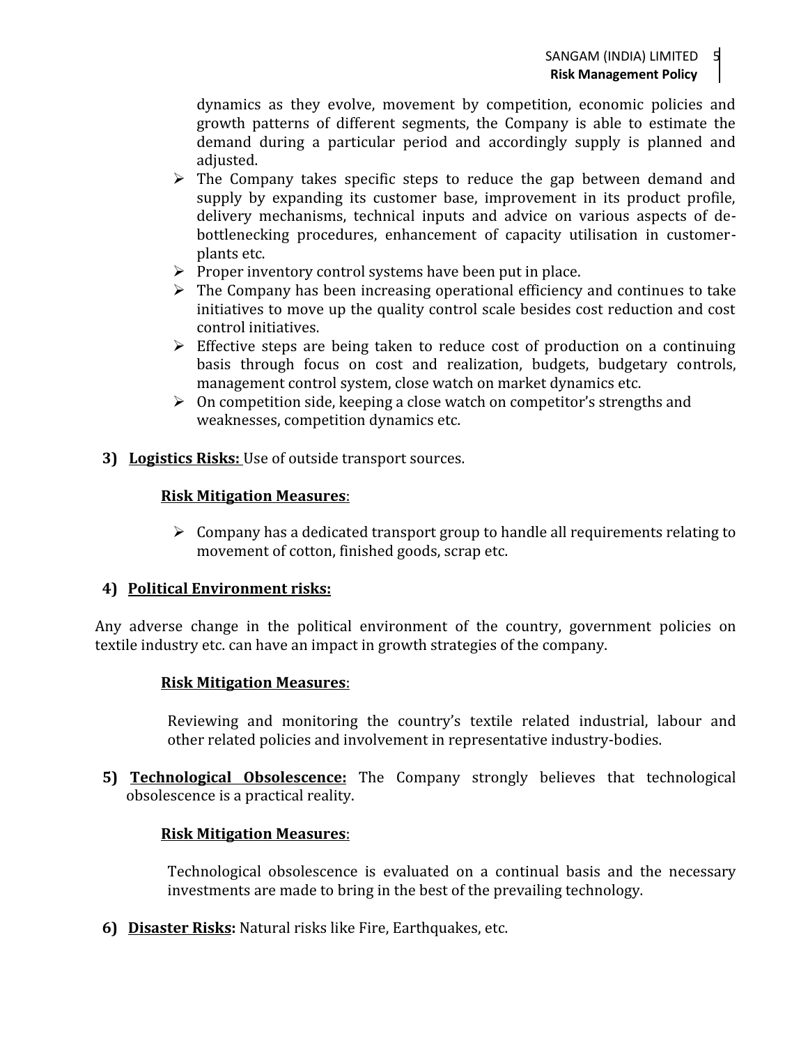dynamics as they evolve, movement by competition, economic policies and growth patterns of different segments, the Company is able to estimate the demand during a particular period and accordingly supply is planned and adjusted.

- The Company takes specific steps to reduce the gap between demand and supply by expanding its customer base, improvement in its product profile, delivery mechanisms, technical inputs and advice on various aspects of de-bottlenecking procedures, enhancement of capacity utilisation in customer-plants etc.
- Proper inventory control systems have been put in place.
- The Company has been increasing operational efficiency and continues to take initiatives to move up the quality control scale besides cost reduction and cost control initiatives.
- Effective steps are being taken to reduce cost of production on a continuing basis through focus on cost and realization, budgets, budgetary controls, management control system, close watch on market dynamics etc.
- On competition side, keeping a close watch on competitor's strengths and weaknesses, competition dynamics etc.

**3) <u>Logistics Risks:</u>** Use of outside transport sources.

**<u>Risk Mitigation Measures</u>**:

- Company has a dedicated transport group to handle all requirements relating to movement of cotton, finished goods, scrap etc.

**4) <u>Political Environment risks:</u>**

Any adverse change in the political environment of the country, government policies on textile industry etc. can have an impact in growth strategies of the company.

**<u>Risk Mitigation Measures</u>**:

Reviewing and monitoring the country's textile related industrial, labour and other related policies and involvement in representative industry-bodies.

**5) <u>Technological Obsolescence:</u>** The Company strongly believes that technological obsolescence is a practical reality.

**<u>Risk Mitigation Measures</u>**:

Technological obsolescence is evaluated on a continual basis and the necessary investments are made to bring in the best of the prevailing technology.

**6) <u>Disaster Risks</u>:** Natural risks like Fire, Earthquakes, etc.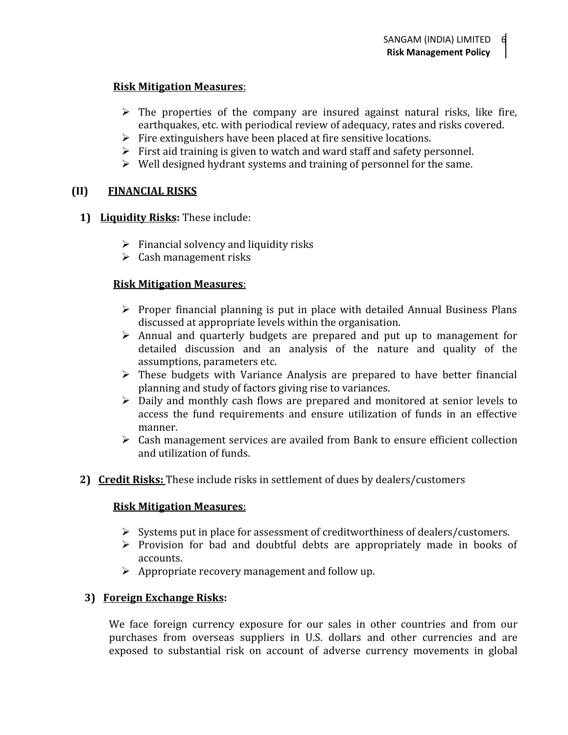**Risk Mitigation Measures**:

- The properties of the company are insured against natural risks, like fire, earthquakes, etc. with periodical review of adequacy, rates and risks covered.
- Fire extinguishers have been placed at fire sensitive locations.
- First aid training is given to watch and ward staff and safety personnel.
- Well designed hydrant systems and training of personnel for the same.

## (II) FINANCIAL RISKS

**1) Liquidity Risks:** These include:

- Financial solvency and liquidity risks
- Cash management risks

**Risk Mitigation Measures**:

- Proper financial planning is put in place with detailed Annual Business Plans discussed at appropriate levels within the organisation.
- Annual and quarterly budgets are prepared and put up to management for detailed discussion and an analysis of the nature and quality of the assumptions, parameters etc.
- These budgets with Variance Analysis are prepared to have better financial planning and study of factors giving rise to variances.
- Daily and monthly cash flows are prepared and monitored at senior levels to access the fund requirements and ensure utilization of funds in an effective manner.
- Cash management services are availed from Bank to ensure efficient collection and utilization of funds.

**2) Credit Risks:** These include risks in settlement of dues by dealers/customers

**Risk Mitigation Measures**:

- Systems put in place for assessment of creditworthiness of dealers/customers.
- Provision for bad and doubtful debts are appropriately made in books of accounts.
- Appropriate recovery management and follow up.

**3) Foreign Exchange Risks:**

We face foreign currency exposure for our sales in other countries and from our purchases from overseas suppliers in U.S. dollars and other currencies and are exposed to substantial risk on account of adverse currency movements in global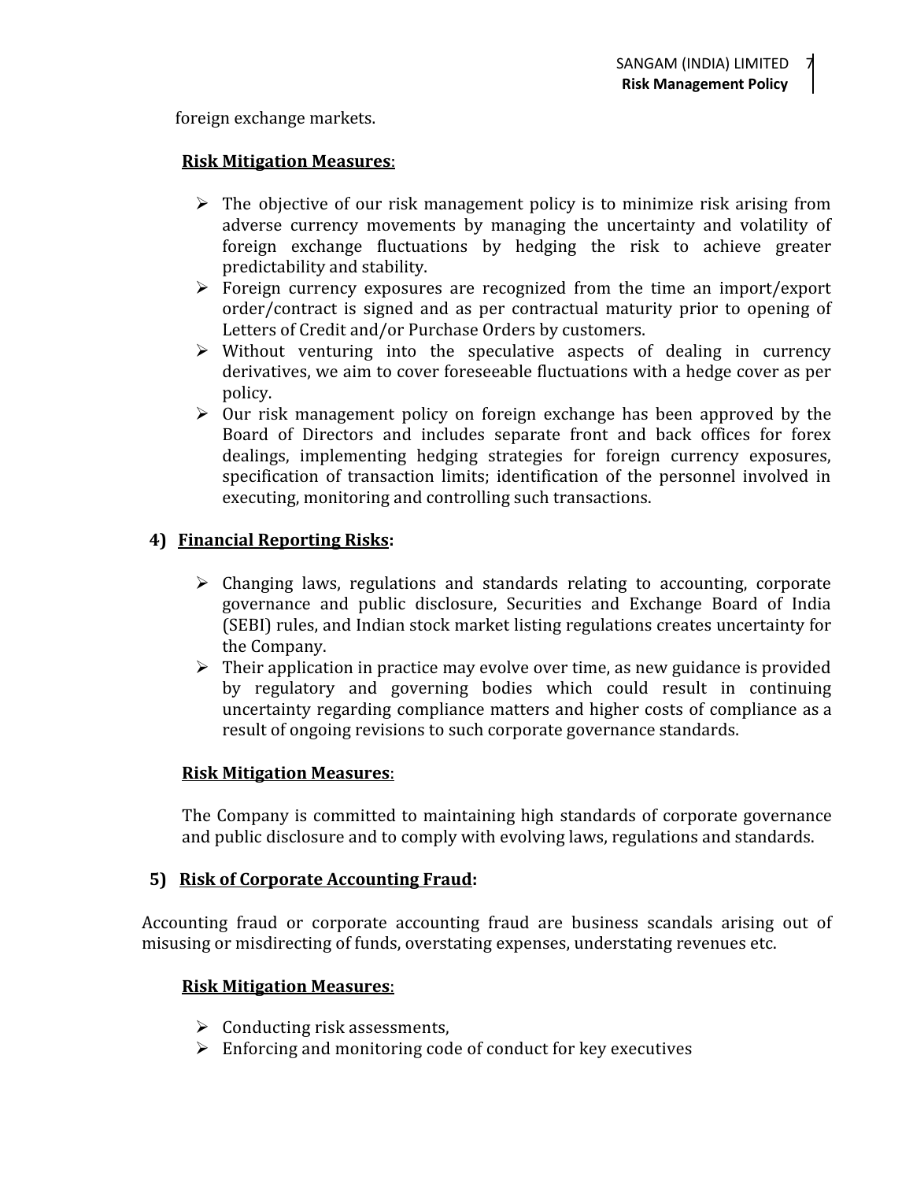foreign exchange markets.

**<u>Risk Mitigation Measures</u>**:

- The objective of our risk management policy is to minimize risk arising from adverse currency movements by managing the uncertainty and volatility of foreign exchange fluctuations by hedging the risk to achieve greater predictability and stability.
- Foreign currency exposures are recognized from the time an import/export order/contract is signed and as per contractual maturity prior to opening of Letters of Credit and/or Purchase Orders by customers.
- Without venturing into the speculative aspects of dealing in currency derivatives, we aim to cover foreseeable fluctuations with a hedge cover as per policy.
- Our risk management policy on foreign exchange has been approved by the Board of Directors and includes separate front and back offices for forex dealings, implementing hedging strategies for foreign currency exposures, specification of transaction limits; identification of the personnel involved in executing, monitoring and controlling such transactions.

### 4) <u>Financial Reporting Risks</u>:

- Changing laws, regulations and standards relating to accounting, corporate governance and public disclosure, Securities and Exchange Board of India (SEBI) rules, and Indian stock market listing regulations creates uncertainty for the Company.
- Their application in practice may evolve over time, as new guidance is provided by regulatory and governing bodies which could result in continuing uncertainty regarding compliance matters and higher costs of compliance as a result of ongoing revisions to such corporate governance standards.

**<u>Risk Mitigation Measures</u>**:

The Company is committed to maintaining high standards of corporate governance and public disclosure and to comply with evolving laws, regulations and standards.

### 5) <u>Risk of Corporate Accounting Fraud</u>:

Accounting fraud or corporate accounting fraud are business scandals arising out of misusing or misdirecting of funds, overstating expenses, understating revenues etc.

**<u>Risk Mitigation Measures</u>**:

- Conducting risk assessments,
- Enforcing and monitoring code of conduct for key executives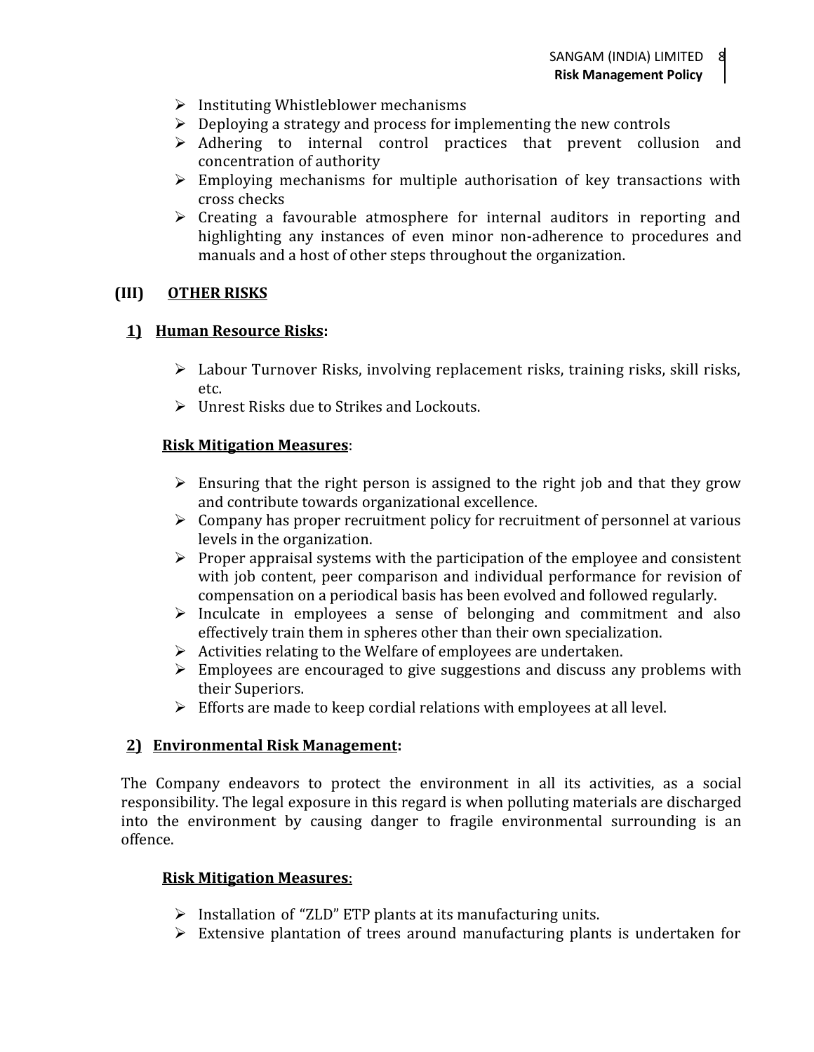- Instituting Whistleblower mechanisms
- Deploying a strategy and process for implementing the new controls
- Adhering to internal control practices that prevent collusion and concentration of authority
- Employing mechanisms for multiple authorisation of key transactions with cross checks
- Creating a favourable atmosphere for internal auditors in reporting and highlighting any instances of even minor non-adherence to procedures and manuals and a host of other steps throughout the organization.

## (III) OTHER RISKS

### 1) Human Resource Risks:

- Labour Turnover Risks, involving replacement risks, training risks, skill risks, etc.
- Unrest Risks due to Strikes and Lockouts.

**Risk Mitigation Measures**:

- Ensuring that the right person is assigned to the right job and that they grow and contribute towards organizational excellence.
- Company has proper recruitment policy for recruitment of personnel at various levels in the organization.
- Proper appraisal systems with the participation of the employee and consistent with job content, peer comparison and individual performance for revision of compensation on a periodical basis has been evolved and followed regularly.
- Inculcate in employees a sense of belonging and commitment and also effectively train them in spheres other than their own specialization.
- Activities relating to the Welfare of employees are undertaken.
- Employees are encouraged to give suggestions and discuss any problems with their Superiors.
- Efforts are made to keep cordial relations with employees at all level.

### 2) Environmental Risk Management:

The Company endeavors to protect the environment in all its activities, as a social responsibility. The legal exposure in this regard is when polluting materials are discharged into the environment by causing danger to fragile environmental surrounding is an offence.

**Risk Mitigation Measures**:

- Installation of "ZLD" ETP plants at its manufacturing units.
- Extensive plantation of trees around manufacturing plants is undertaken for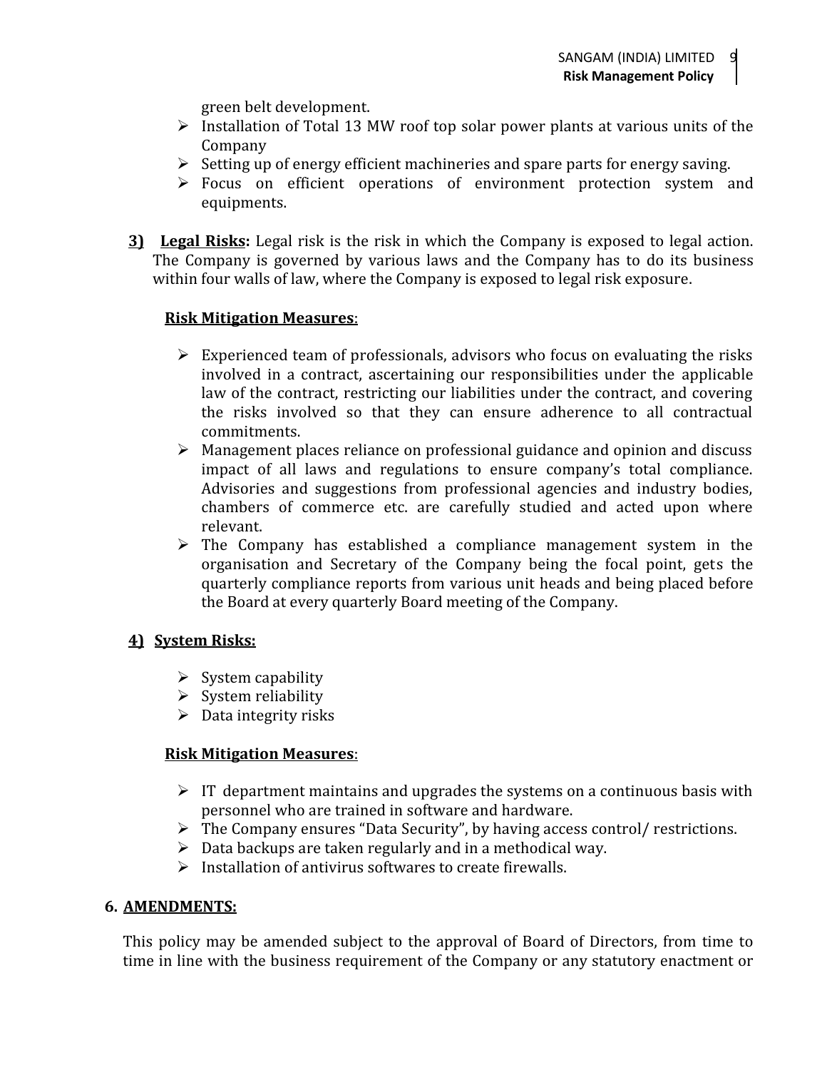green belt development.

- Installation of Total 13 MW roof top solar power plants at various units of the Company
- Setting up of energy efficient machineries and spare parts for energy saving.
- Focus on efficient operations of environment protection system and equipments.

**3) Legal Risks:** Legal risk is the risk in which the Company is exposed to legal action. The Company is governed by various laws and the Company has to do its business within four walls of law, where the Company is exposed to legal risk exposure.

**Risk Mitigation Measures**:

- Experienced team of professionals, advisors who focus on evaluating the risks involved in a contract, ascertaining our responsibilities under the applicable law of the contract, restricting our liabilities under the contract, and covering the risks involved so that they can ensure adherence to all contractual commitments.
- Management places reliance on professional guidance and opinion and discuss impact of all laws and regulations to ensure company's total compliance. Advisories and suggestions from professional agencies and industry bodies, chambers of commerce etc. are carefully studied and acted upon where relevant.
- The Company has established a compliance management system in the organisation and Secretary of the Company being the focal point, gets the quarterly compliance reports from various unit heads and being placed before the Board at every quarterly Board meeting of the Company.

**4) System Risks:**

- System capability
- System reliability
- Data integrity risks

**Risk Mitigation Measures**:

- IT department maintains and upgrades the systems on a continuous basis with personnel who are trained in software and hardware.
- The Company ensures "Data Security", by having access control/ restrictions.
- Data backups are taken regularly and in a methodical way.
- Installation of antivirus softwares to create firewalls.

## 6. AMENDMENTS:

This policy may be amended subject to the approval of Board of Directors, from time to time in line with the business requirement of the Company or any statutory enactment or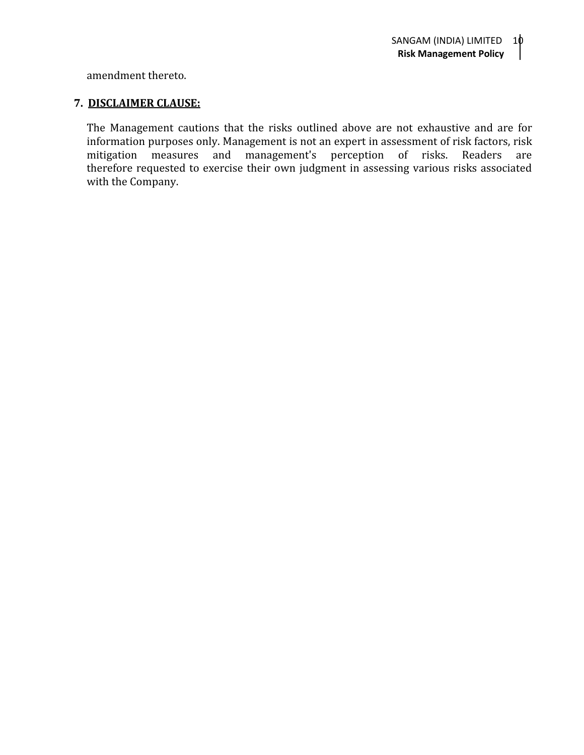amendment thereto.

## 7. DISCLAIMER CLAUSE:

The Management cautions that the risks outlined above are not exhaustive and are for information purposes only. Management is not an expert in assessment of risk factors, risk mitigation measures and management's perception of risks. Readers are therefore requested to exercise their own judgment in assessing various risks associated with the Company.